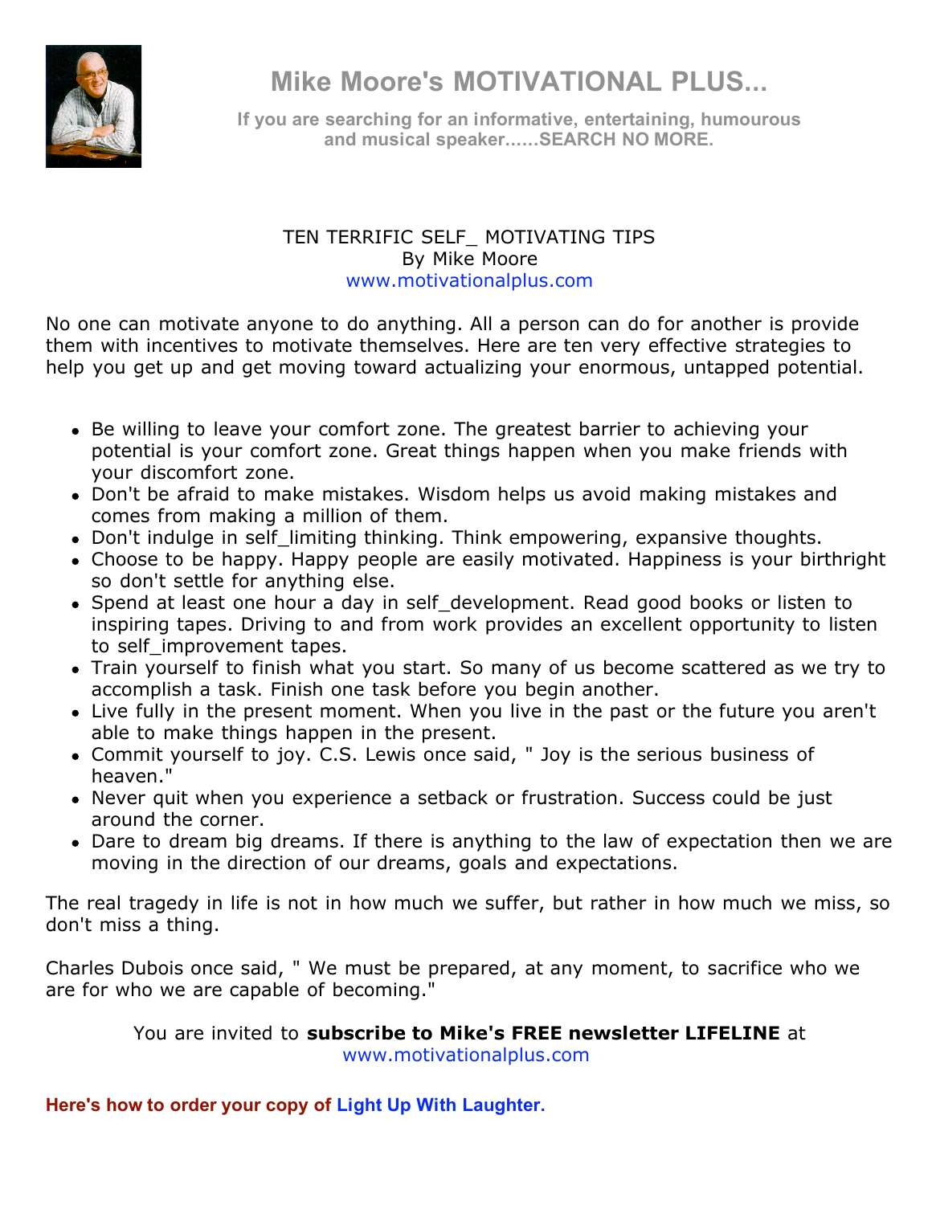# Mike Moore's MOTIVATIONAL PLUS...

**If you are searching for an informative, entertaining, humourous and musical speaker......SEARCH NO MORE.**

## TEN TERRIFIC SELF_ MOTIVATING TIPS

By Mike Moore

www.motivationalplus.com

No one can motivate anyone to do anything. All a person can do for another is provide them with incentives to motivate themselves. Here are ten very effective strategies to help you get up and get moving toward actualizing your enormous, untapped potential.

- Be willing to leave your comfort zone. The greatest barrier to achieving your potential is your comfort zone. Great things happen when you make friends with your discomfort zone.
- Don't be afraid to make mistakes. Wisdom helps us avoid making mistakes and comes from making a million of them.
- Don't indulge in self_limiting thinking. Think empowering, expansive thoughts.
- Choose to be happy. Happy people are easily motivated. Happiness is your birthright so don't settle for anything else.
- Spend at least one hour a day in self_development. Read good books or listen to inspiring tapes. Driving to and from work provides an excellent opportunity to listen to self_improvement tapes.
- Train yourself to finish what you start. So many of us become scattered as we try to accomplish a task. Finish one task before you begin another.
- Live fully in the present moment. When you live in the past or the future you aren't able to make things happen in the present.
- Commit yourself to joy. C.S. Lewis once said, " Joy is the serious business of heaven."
- Never quit when you experience a setback or frustration. Success could be just around the corner.
- Dare to dream big dreams. If there is anything to the law of expectation then we are moving in the direction of our dreams, goals and expectations.

The real tragedy in life is not in how much we suffer, but rather in how much we miss, so don't miss a thing.

Charles Dubois once said, " We must be prepared, at any moment, to sacrifice who we are for who we are capable of becoming."

You are invited to **subscribe to Mike's FREE newsletter LIFELINE** at www.motivationalplus.com

**Here's how to order your copy of Light Up With Laughter.**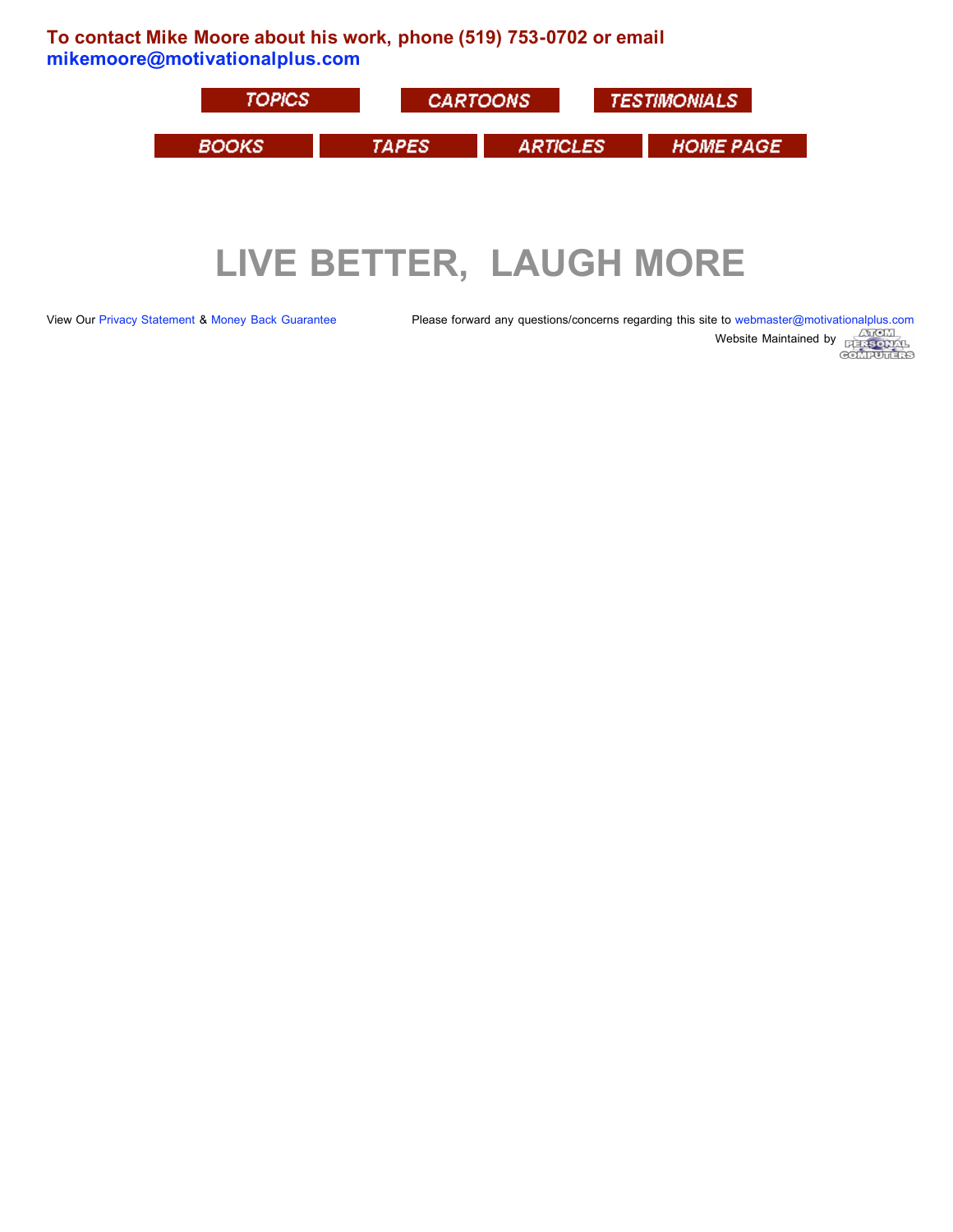**To contact Mike Moore about his work, phone (519) 753-0702 or email mikemoore@motivationalplus.com**

TOPICS | CARTOONS | TESTIMONIALS

BOOKS | TAPES | ARTICLES | HOME PAGE

# LIVE BETTER, LAUGH MORE

View Our Privacy Statement & Money Back Guarantee

Please forward any questions/concerns regarding this site to webmaster@motivationalplus.com

Website Maintained by ATOM PERSONAL COMPUTERS